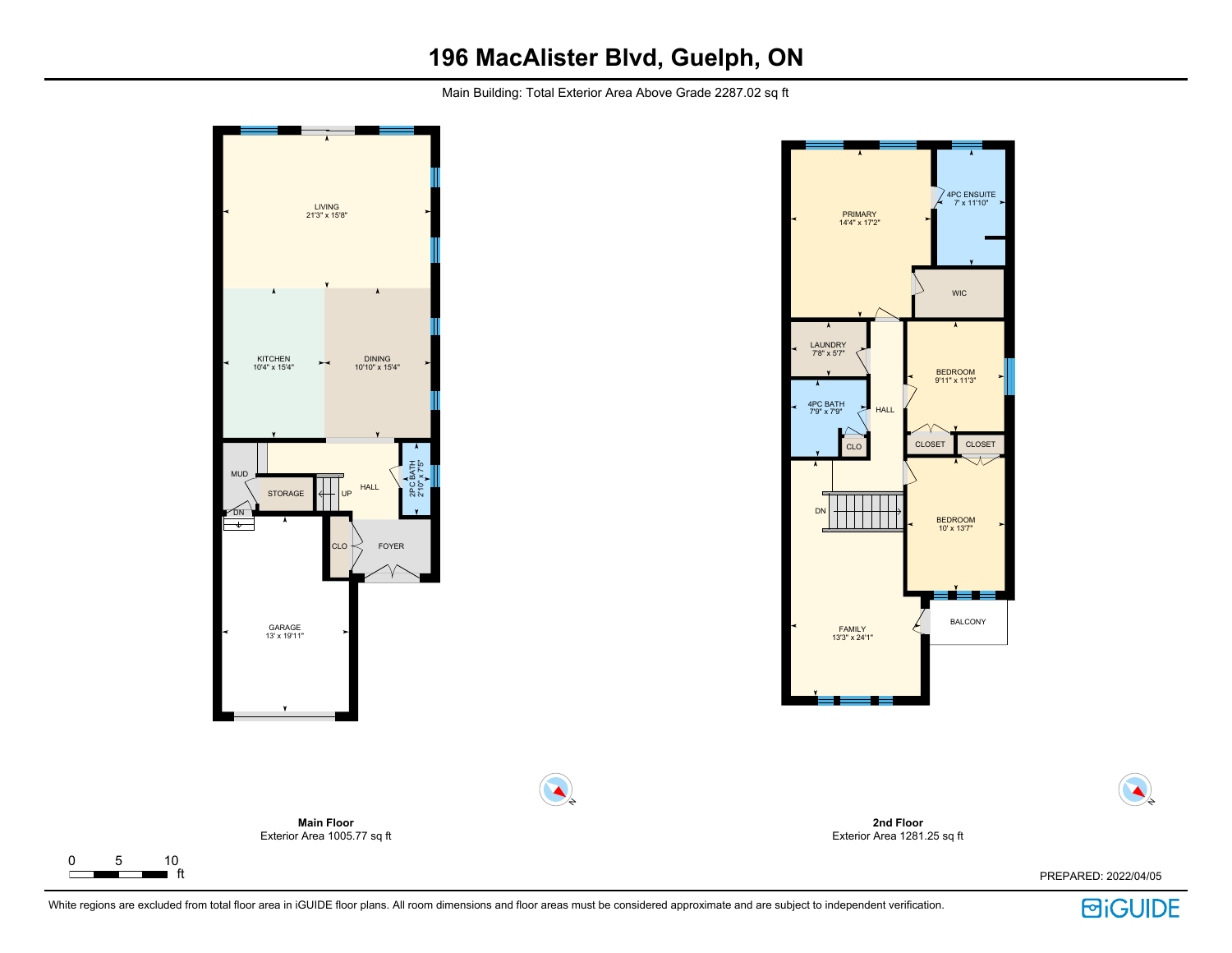# 196 MacAlister Blvd, Guelph, ON

Main Building: Total Exterior Area Above Grade 2287.02 sq ft

LIVING
21'3" x 15'8"

KITCHEN
10'4" x 15'4"

DINING
10'10" x 15'4"

MUD

STORAGE

UP

HALL

2PC BATH
2'10" x 7'5"

DN

CLO

FOYER

GARAGE
13' x 19'11"

PRIMARY
14'4" x 17'2"

4PC ENSUITE
7' x 11'10"

WIC

LAUNDRY
7'8" x 5'7"

BEDROOM
9'11" x 11'3"

4PC BATH
7'9" x 7'9"

HALL

CLO

CLOSET

CLOSET

DN

BEDROOM
10' x 13'7"

BALCONY

FAMILY
13'3" x 24'1"

**Main Floor**
Exterior Area 1005.77 sq ft

**2nd Floor**
Exterior Area 1281.25 sq ft

0 5 10 ft

PREPARED: 2022/04/05

White regions are excluded from total floor area in iGUIDE floor plans. All room dimensions and floor areas must be considered approximate and are subject to independent verification.

iGUIDE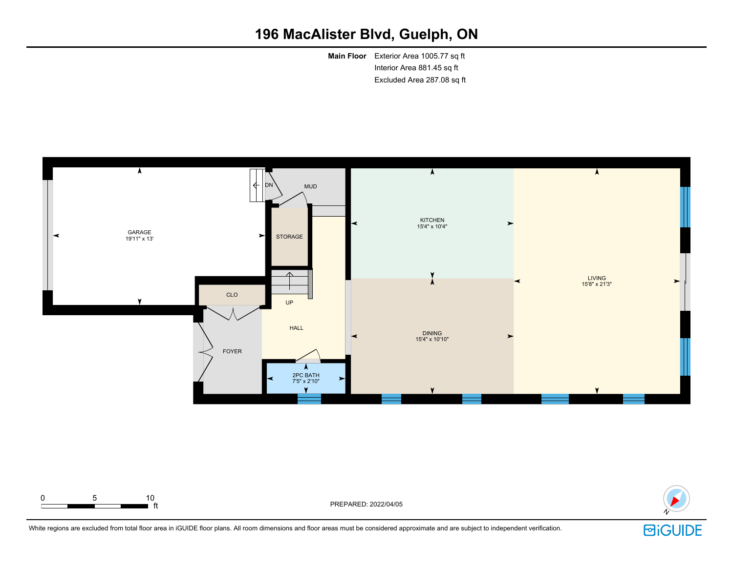# 196 MacAlister Blvd, Guelph, ON

**Main Floor** Exterior Area 1005.77 sq ft
Interior Area 881.45 sq ft
Excluded Area 287.08 sq ft

GARAGE
19'11" x 13'

DN

MUD

STORAGE

CLO

UP

HALL

FOYER

2PC BATH
7'5" x 2'10"

KITCHEN
15'4" x 10'4"

DINING
15'4" x 10'10"

LIVING
15'8" x 21'3"

0 5 10 ft

PREPARED: 2022/04/05

N

White regions are excluded from total floor area in iGUIDE floor plans. All room dimensions and floor areas must be considered approximate and are subject to independent verification.

iGUIDE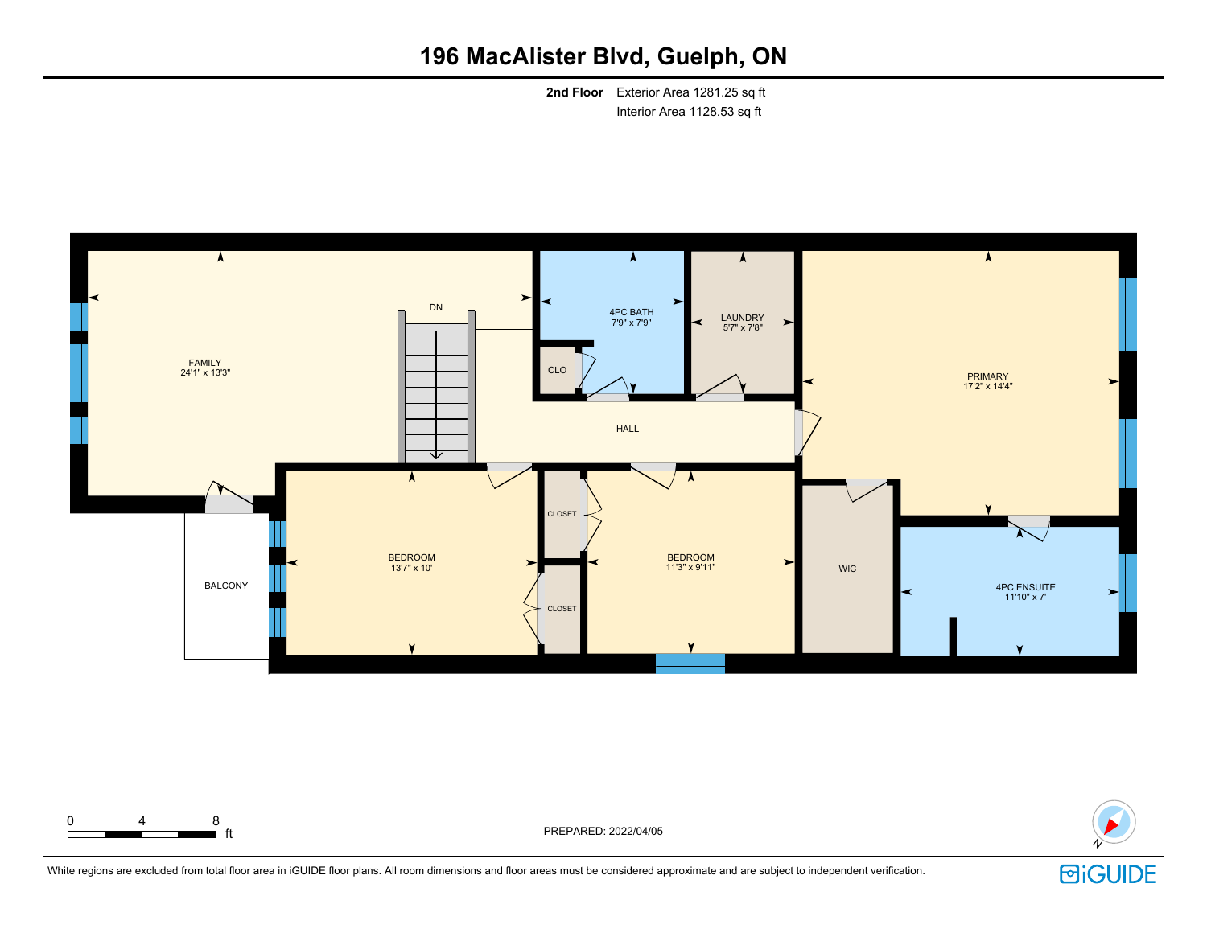# 196 MacAlister Blvd, Guelph, ON

**2nd Floor** Exterior Area 1281.25 sq ft
Interior Area 1128.53 sq ft

FAMILY
24'1" x 13'3"

DN

4PC BATH
7'9" x 7'9"

CLO

LAUNDRY
5'7" x 7'8"

HALL

PRIMARY
17'2" x 14'4"

BALCONY

BEDROOM
13'7" x 10'

CLOSET

CLOSET

BEDROOM
11'3" x 9'11"

WIC

4PC ENSUITE
11'10" x 7'

0 4 8 ft

PREPARED: 2022/04/05

N

White regions are excluded from total floor area in iGUIDE floor plans. All room dimensions and floor areas must be considered approximate and are subject to independent verification.

iGUIDE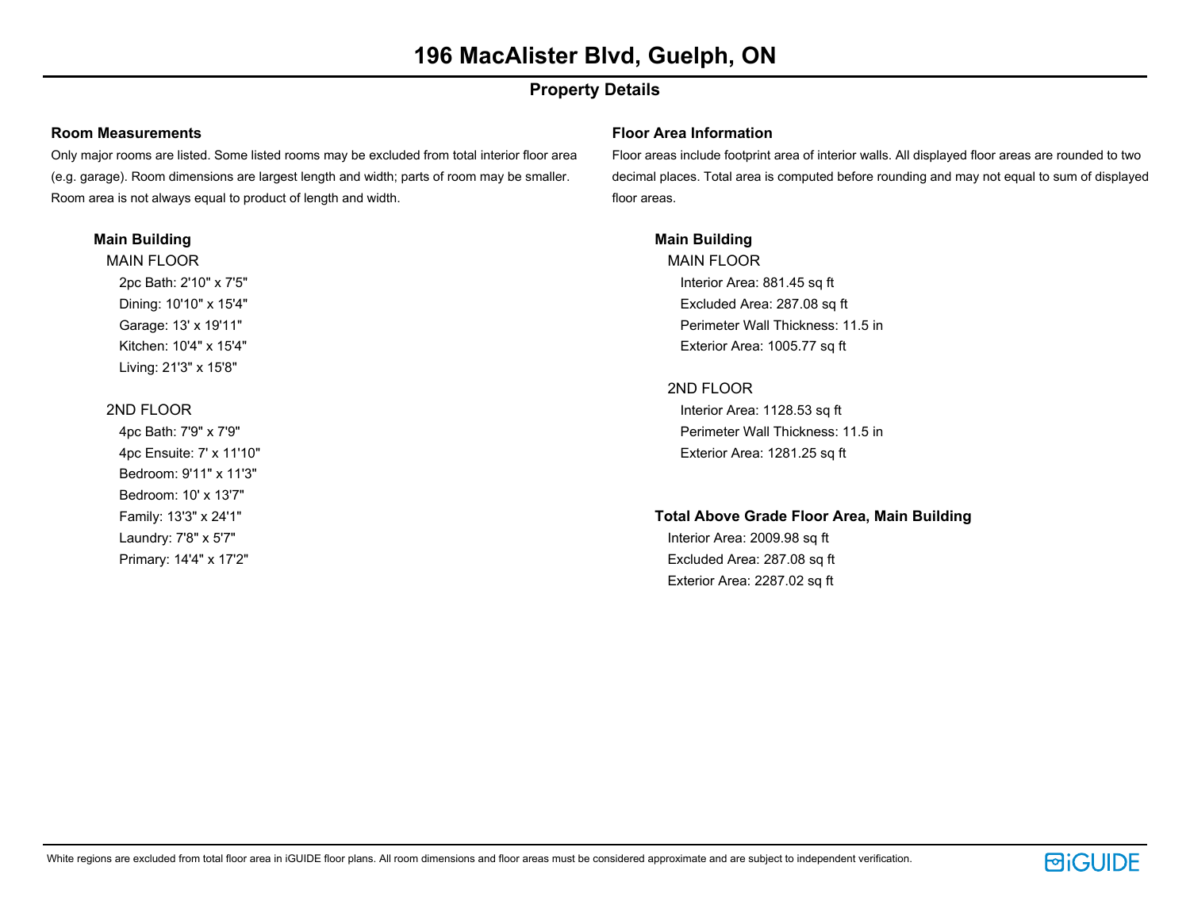# 196 MacAlister Blvd, Guelph, ON

## Property Details

### Room Measurements

Only major rooms are listed. Some listed rooms may be excluded from total interior floor area (e.g. garage). Room dimensions are largest length and width; parts of room may be smaller. Room area is not always equal to product of length and width.

**Main Building**

MAIN FLOOR

- 2pc Bath: 2'10" x 7'5"
- Dining: 10'10" x 15'4"
- Garage: 13' x 19'11"
- Kitchen: 10'4" x 15'4"
- Living: 21'3" x 15'8"

2ND FLOOR

- 4pc Bath: 7'9" x 7'9"
- 4pc Ensuite: 7' x 11'10"
- Bedroom: 9'11" x 11'3"
- Bedroom: 10' x 13'7"
- Family: 13'3" x 24'1"
- Laundry: 7'8" x 5'7"
- Primary: 14'4" x 17'2"

### Floor Area Information

Floor areas include footprint area of interior walls. All displayed floor areas are rounded to two decimal places. Total area is computed before rounding and may not equal to sum of displayed floor areas.

**Main Building**

MAIN FLOOR

- Interior Area: 881.45 sq ft
- Excluded Area: 287.08 sq ft
- Perimeter Wall Thickness: 11.5 in
- Exterior Area: 1005.77 sq ft

2ND FLOOR

- Interior Area: 1128.53 sq ft
- Perimeter Wall Thickness: 11.5 in
- Exterior Area: 1281.25 sq ft

**Total Above Grade Floor Area, Main Building**

- Interior Area: 2009.98 sq ft
- Excluded Area: 287.08 sq ft
- Exterior Area: 2287.02 sq ft

White regions are excluded from total floor area in iGUIDE floor plans. All room dimensions and floor areas must be considered approximate and are subject to independent verification.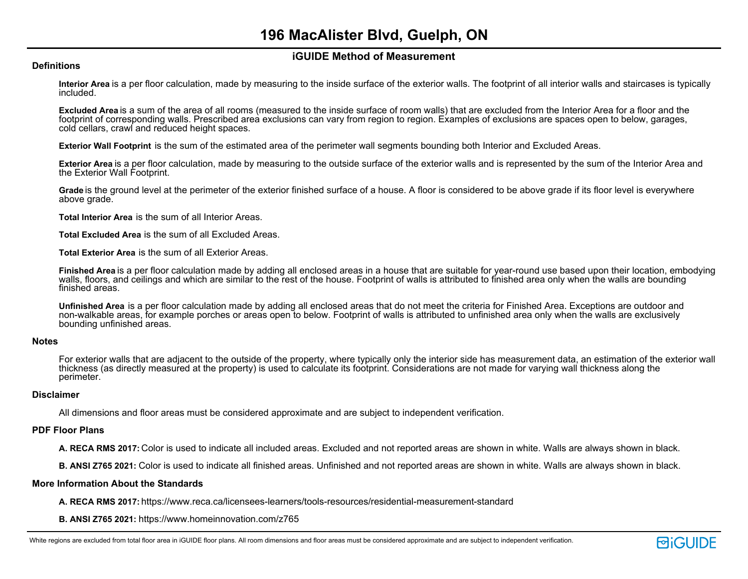# 196 MacAlister Blvd, Guelph, ON

## iGUIDE Method of Measurement

### Definitions

**Interior Area** is a per floor calculation, made by measuring to the inside surface of the exterior walls. The footprint of all interior walls and staircases is typically included.

**Excluded Area** is a sum of the area of all rooms (measured to the inside surface of room walls) that are excluded from the Interior Area for a floor and the footprint of corresponding walls. Prescribed area exclusions can vary from region to region. Examples of exclusions are spaces open to below, garages, cold cellars, crawl and reduced height spaces.

**Exterior Wall Footprint** is the sum of the estimated area of the perimeter wall segments bounding both Interior and Excluded Areas.

**Exterior Area** is a per floor calculation, made by measuring to the outside surface of the exterior walls and is represented by the sum of the Interior Area and the Exterior Wall Footprint.

**Grade** is the ground level at the perimeter of the exterior finished surface of a house. A floor is considered to be above grade if its floor level is everywhere above grade.

**Total Interior Area** is the sum of all Interior Areas.

**Total Excluded Area** is the sum of all Excluded Areas.

**Total Exterior Area** is the sum of all Exterior Areas.

**Finished Area** is a per floor calculation made by adding all enclosed areas in a house that are suitable for year-round use based upon their location, embodying walls, floors, and ceilings and which are similar to the rest of the house. Footprint of walls is attributed to finished area only when the walls are bounding finished areas.

**Unfinished Area** is a per floor calculation made by adding all enclosed areas that do not meet the criteria for Finished Area. Exceptions are outdoor and non-walkable areas, for example porches or areas open to below. Footprint of walls is attributed to unfinished area only when the walls are exclusively bounding unfinished areas.

### Notes

For exterior walls that are adjacent to the outside of the property, where typically only the interior side has measurement data, an estimation of the exterior wall thickness (as directly measured at the property) is used to calculate its footprint. Considerations are not made for varying wall thickness along the perimeter.

### Disclaimer

All dimensions and floor areas must be considered approximate and are subject to independent verification.

### PDF Floor Plans

**A. RECA RMS 2017:** Color is used to indicate all included areas. Excluded and not reported areas are shown in white. Walls are always shown in black.

**B. ANSI Z765 2021:** Color is used to indicate all finished areas. Unfinished and not reported areas are shown in white. Walls are always shown in black.

### More Information About the Standards

**A. RECA RMS 2017:** https://www.reca.ca/licensees-learners/tools-resources/residential-measurement-standard

**B. ANSI Z765 2021:** https://www.homeinnovation.com/z765

White regions are excluded from total floor area in iGUIDE floor plans. All room dimensions and floor areas must be considered approximate and are subject to independent verification.